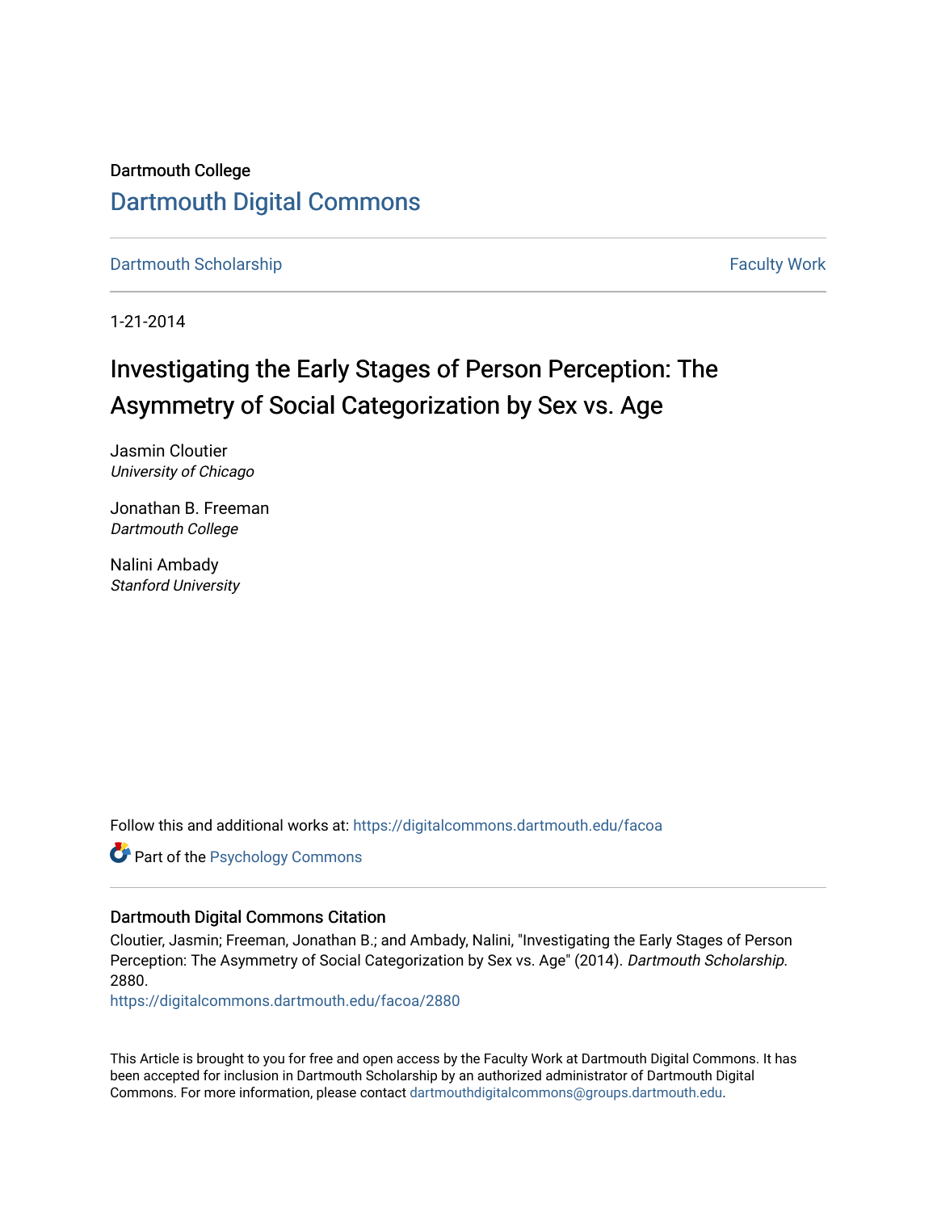Dartmouth College

# Dartmouth Digital Commons

Dartmouth Scholarship — Faculty Work

1-21-2014

# Investigating the Early Stages of Person Perception: The Asymmetry of Social Categorization by Sex vs. Age

Jasmin Cloutier
*University of Chicago*

Jonathan B. Freeman
*Dartmouth College*

Nalini Ambady
*Stanford University*

Follow this and additional works at: https://digitalcommons.dartmouth.edu/facoa

Part of the Psychology Commons

### Dartmouth Digital Commons Citation

Cloutier, Jasmin; Freeman, Jonathan B.; and Ambady, Nalini, "Investigating the Early Stages of Person Perception: The Asymmetry of Social Categorization by Sex vs. Age" (2014). *Dartmouth Scholarship*. 2880.
https://digitalcommons.dartmouth.edu/facoa/2880

This Article is brought to you for free and open access by the Faculty Work at Dartmouth Digital Commons. It has been accepted for inclusion in Dartmouth Scholarship by an authorized administrator of Dartmouth Digital Commons. For more information, please contact dartmouthdigitalcommons@groups.dartmouth.edu.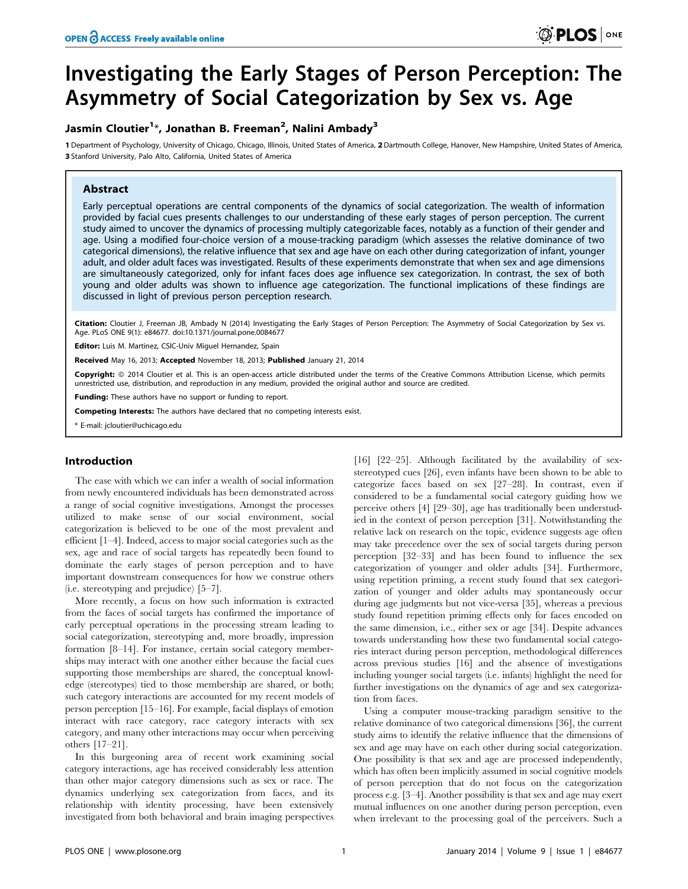# Investigating the Early Stages of Person Perception: The Asymmetry of Social Categorization by Sex vs. Age

**Jasmin Cloutier[1]\*, Jonathan B. Freeman[2], Nalini Ambady[3]**

[1] Department of Psychology, University of Chicago, Chicago, Illinois, United States of America, [2] Dartmouth College, Hanover, New Hampshire, United States of America, [3] Stanford University, Palo Alto, California, United States of America

## Abstract

Early perceptual operations are central components of the dynamics of social categorization. The wealth of information provided by facial cues presents challenges to our understanding of these early stages of person perception. The current study aimed to uncover the dynamics of processing multiply categorizable faces, notably as a function of their gender and age. Using a modified four-choice version of a mouse-tracking paradigm (which assesses the relative dominance of two categorical dimensions), the relative influence that sex and age have on each other during categorization of infant, younger adult, and older adult faces was investigated. Results of these experiments demonstrate that when sex and age dimensions are simultaneously categorized, only for infant faces does age influence sex categorization. In contrast, the sex of both young and older adults was shown to influence age categorization. The functional implications of these findings are discussed in light of previous person perception research.

**Citation:** Cloutier J, Freeman JB, Ambady N (2014) Investigating the Early Stages of Person Perception: The Asymmetry of Social Categorization by Sex vs. Age. PLoS ONE 9(1): e84677. doi:10.1371/journal.pone.0084677

**Editor:** Luis M. Martinez, CSIC-Univ Miguel Hernandez, Spain

**Received** May 16, 2013; **Accepted** November 18, 2013; **Published** January 21, 2014

**Copyright:** © 2014 Cloutier et al. This is an open-access article distributed under the terms of the Creative Commons Attribution License, which permits unrestricted use, distribution, and reproduction in any medium, provided the original author and source are credited.

**Funding:** These authors have no support or funding to report.

**Competing Interests:** The authors have declared that no competing interests exist.

\* E-mail: jcloutier@uchicago.edu

## Introduction

The ease with which we can infer a wealth of social information from newly encountered individuals has been demonstrated across a range of social cognitive investigations. Amongst the processes utilized to make sense of our social environment, social categorization is believed to be one of the most prevalent and efficient [1–4]. Indeed, access to major social categories such as the sex, age and race of social targets has repeatedly been found to dominate the early stages of person perception and to have important downstream consequences for how we construe others (i.e. stereotyping and prejudice) [5–7].

More recently, a focus on how such information is extracted from the faces of social targets has confirmed the importance of early perceptual operations in the processing stream leading to social categorization, stereotyping and, more broadly, impression formation [8–14]. For instance, certain social category memberships may interact with one another either because the facial cues supporting those memberships are shared, the conceptual knowledge (stereotypes) tied to those membership are shared, or both; such category interactions are accounted for my recent models of person perception [15–16]. For example, facial displays of emotion interact with race category, race category interacts with sex category, and many other interactions may occur when perceiving others [17–21].

In this burgeoning area of recent work examining social category interactions, age has received considerably less attention than other major category dimensions such as sex or race. The dynamics underlying sex categorization from faces, and its relationship with identity processing, have been extensively investigated from both behavioral and brain imaging perspectives [16] [22–25]. Although facilitated by the availability of sex-stereotyped cues [26], even infants have been shown to be able to categorize faces based on sex [27–28]. In contrast, even if considered to be a fundamental social category guiding how we perceive others [4] [29–30], age has traditionally been understudied in the context of person perception [31]. Notwithstanding the relative lack on research on the topic, evidence suggests age often may take precedence over the sex of social targets during person perception [32–33] and has been found to influence the sex categorization of younger and older adults [34]. Furthermore, using repetition priming, a recent study found that sex categorization of younger and older adults may spontaneously occur during age judgments but not vice-versa [35], whereas a previous study found repetition priming effects only for faces encoded on the same dimension, i.e., either sex or age [34]. Despite advances towards understanding how these two fundamental social categories interact during person perception, methodological differences across previous studies [16] and the absence of investigations including younger social targets (i.e. infants) highlight the need for further investigations on the dynamics of age and sex categorization from faces.

Using a computer mouse-tracking paradigm sensitive to the relative dominance of two categorical dimensions [36], the current study aims to identify the relative influence that the dimensions of sex and age may have on each other during social categorization. One possibility is that sex and age are processed independently, which has often been implicitly assumed in social cognitive models of person perception that do not focus on the categorization process e.g. [3–4]. Another possibility is that sex and age may exert mutual influences on one another during person perception, even when irrelevant to the processing goal of the perceivers. Such a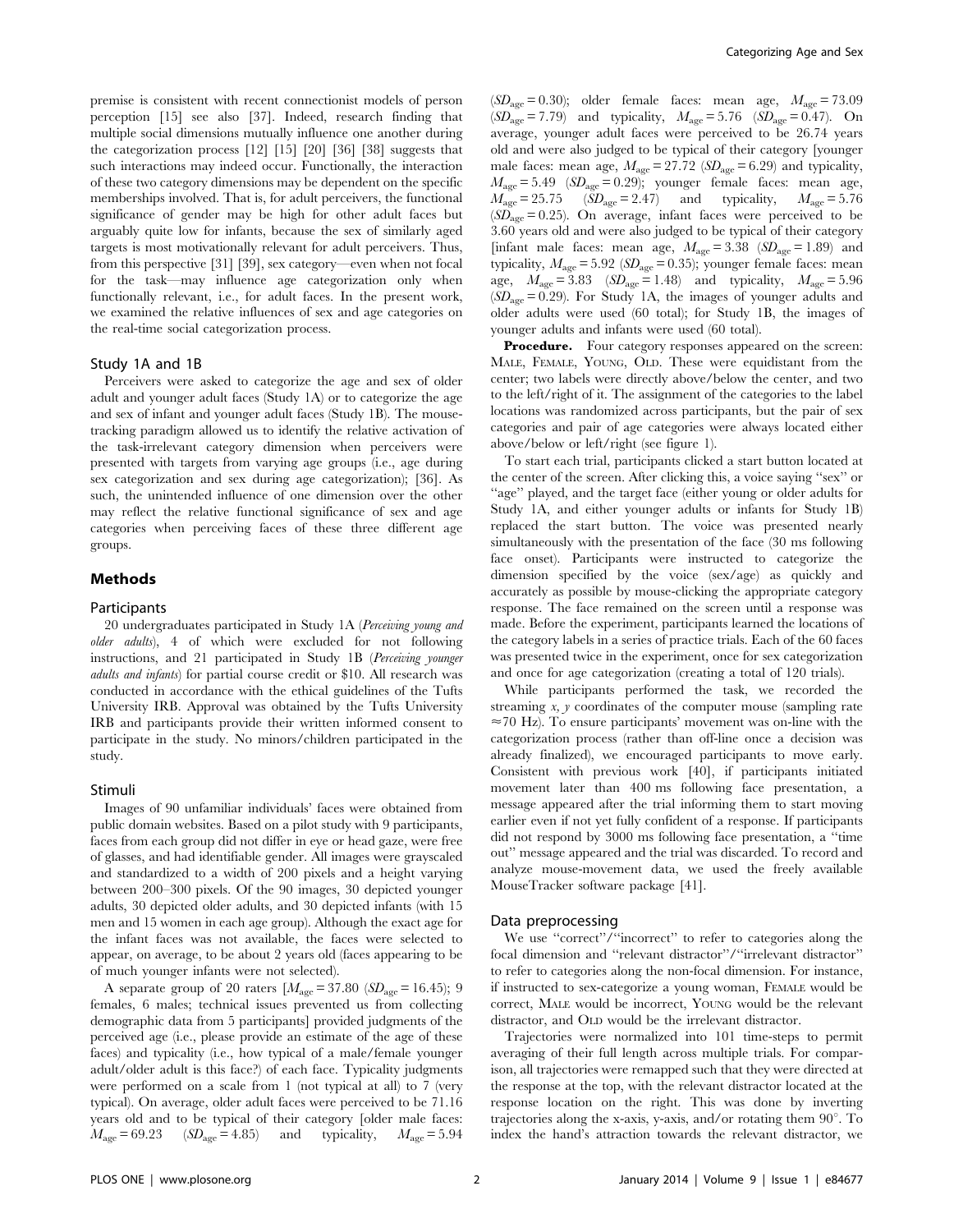premise is consistent with recent connectionist models of person perception [15] see also [37]. Indeed, research finding that multiple social dimensions mutually influence one another during the categorization process [12] [15] [20] [36] [38] suggests that such interactions may indeed occur. Functionally, the interaction of these two category dimensions may be dependent on the specific memberships involved. That is, for adult perceivers, the functional significance of gender may be high for other adult faces but arguably quite low for infants, because the sex of similarly aged targets is most motivationally relevant for adult perceivers. Thus, from this perspective [31] [39], sex category—even when not focal for the task—may influence age categorization only when functionally relevant, i.e., for adult faces. In the present work, we examined the relative influences of sex and age categories on the real-time social categorization process.

## Study 1A and 1B

Perceivers were asked to categorize the age and sex of older adult and younger adult faces (Study 1A) or to categorize the age and sex of infant and younger adult faces (Study 1B). The mouse-tracking paradigm allowed us to identify the relative activation of the task-irrelevant category dimension when perceivers were presented with targets from varying age groups (i.e., age during sex categorization and sex during age categorization); [36]. As such, the unintended influence of one dimension over the other may reflect the relative functional significance of sex and age categories when perceiving faces of these three different age groups.

## Methods

### Participants

20 undergraduates participated in Study 1A (*Perceiving young and older adults*), 4 of which were excluded for not following instructions, and 21 participated in Study 1B (*Perceiving younger adults and infants*) for partial course credit or \$10. All research was conducted in accordance with the ethical guidelines of the Tufts University IRB. Approval was obtained by the Tufts University IRB and participants provide their written informed consent to participate in the study. No minors/children participated in the study.

### Stimuli

Images of 90 unfamiliar individuals' faces were obtained from public domain websites. Based on a pilot study with 9 participants, faces from each group did not differ in eye or head gaze, were free of glasses, and had identifiable gender. All images were grayscaled and standardized to a width of 200 pixels and a height varying between 200–300 pixels. Of the 90 images, 30 depicted younger adults, 30 depicted older adults, and 30 depicted infants (with 15 men and 15 women in each age group). Although the exact age for the infant faces was not available, the faces were selected to appear, on average, to be about 2 years old (faces appearing to be of much younger infants were not selected).

A separate group of 20 raters [$M_{age} = 37.80$ ($SD_{age} = 16.45$); 9 females, 6 males; technical issues prevented us from collecting demographic data from 5 participants] provided judgments of the perceived age (i.e., please provide an estimate of the age of these faces) and typicality (i.e., how typical of a male/female younger adult/older adult is this face?) of each face. Typicality judgments were performed on a scale from 1 (not typical at all) to 7 (very typical). On average, older adult faces were perceived to be 71.16 years old and to be typical of their category [older male faces: $M_{age} = 69.23$ ($SD_{age} = 4.85$) and typicality, $M_{age} = 5.94$ ($SD_{age} = 0.30$); older female faces: mean age, $M_{age} = 73.09$ ($SD_{age} = 7.79$) and typicality, $M_{age} = 5.76$ ($SD_{age} = 0.47$). On average, younger adult faces were perceived to be 26.74 years old and were also judged to be typical of their category [younger male faces: mean age, $M_{age} = 27.72$ ($SD_{age} = 6.29$) and typicality, $M_{age} = 5.49$ ($SD_{age} = 0.29$); younger female faces: mean age, $M_{age} = 25.75$ ($SD_{age} = 2.47$) and typicality, $M_{age} = 5.76$ ($SD_{age} = 0.25$). On average, infant faces were perceived to be 3.60 years old and were also judged to be typical of their category [infant male faces: mean age, $M_{age} = 3.38$ ($SD_{age} = 1.89$) and typicality, $M_{age} = 5.92$ ($SD_{age} = 0.35$); younger female faces: mean age, $M_{age} = 3.83$ ($SD_{age} = 1.48$) and typicality, $M_{age} = 5.96$ ($SD_{age} = 0.29$). For Study 1A, the images of younger adults and older adults were used (60 total); for Study 1B, the images of younger adults and infants were used (60 total).

**Procedure.** Four category responses appeared on the screen: MALE, FEMALE, YOUNG, OLD. These were equidistant from the center; two labels were directly above/below the center, and two to the left/right of it. The assignment of the categories to the label locations was randomized across participants, but the pair of sex categories and pair of age categories were always located either above/below or left/right (see figure 1).

To start each trial, participants clicked a start button located at the center of the screen. After clicking this, a voice saying "sex" or "age" played, and the target face (either young or older adults for Study 1A, and either younger adults or infants for Study 1B) replaced the start button. The voice was presented nearly simultaneously with the presentation of the face (30 ms following face onset). Participants were instructed to categorize the dimension specified by the voice (sex/age) as quickly and accurately as possible by mouse-clicking the appropriate category response. The face remained on the screen until a response was made. Before the experiment, participants learned the locations of the category labels in a series of practice trials. Each of the 60 faces was presented twice in the experiment, once for sex categorization and once for age categorization (creating a total of 120 trials).

While participants performed the task, we recorded the streaming $x$, $y$ coordinates of the computer mouse (sampling rate $\approx$70 Hz). To ensure participants' movement was on-line with the categorization process (rather than off-line once a decision was already finalized), we encouraged participants to move early. Consistent with previous work [40], if participants initiated movement later than 400 ms following face presentation, a message appeared after the trial informing them to start moving earlier even if not yet fully confident of a response. If participants did not respond by 3000 ms following face presentation, a "time out" message appeared and the trial was discarded. To record and analyze mouse-movement data, we used the freely available MouseTracker software package [41].

### Data preprocessing

We use "correct"/"incorrect" to refer to categories along the focal dimension and "relevant distractor"/"irrelevant distractor" to refer to categories along the non-focal dimension. For instance, if instructed to sex-categorize a young woman, FEMALE would be correct, MALE would be incorrect, YOUNG would be the relevant distractor, and OLD would be the irrelevant distractor.

Trajectories were normalized into 101 time-steps to permit averaging of their full length across multiple trials. For comparison, all trajectories were remapped such that they were directed at the response at the top, with the relevant distractor located at the response location on the right. This was done by inverting trajectories along the x-axis, y-axis, and/or rotating them 90°. To index the hand's attraction towards the relevant distractor, we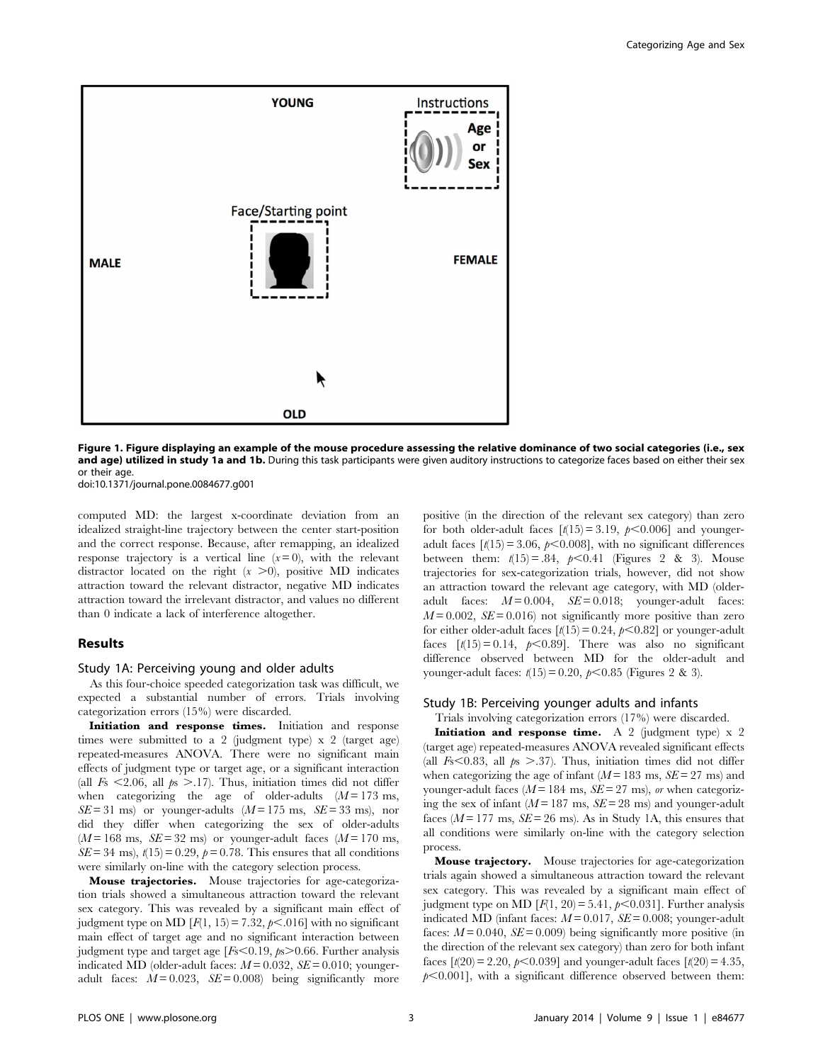**Figure 1. Figure displaying an example of the mouse procedure assessing the relative dominance of two social categories (i.e., sex and age) utilized in study 1a and 1b.** During this task participants were given auditory instructions to categorize faces based on either their sex or their age.
doi:10.1371/journal.pone.0084677.g001

computed MD: the largest x-coordinate deviation from an idealized straight-line trajectory between the center start-position and the correct response. Because, after remapping, an idealized response trajectory is a vertical line ($x = 0$), with the relevant distractor located on the right ($x > 0$), positive MD indicates attraction toward the relevant distractor, negative MD indicates attraction toward the irrelevant distractor, and values no different than 0 indicate a lack of interference altogether.

## Results

### Study 1A: Perceiving young and older adults

As this four-choice speeded categorization task was difficult, we expected a substantial number of errors. Trials involving categorization errors (15%) were discarded.

**Initiation and response times.** Initiation and response times were submitted to a 2 (judgment type) x 2 (target age) repeated-measures ANOVA. There were no significant main effects of judgment type or target age, or a significant interaction (all $Fs < 2.06$, all $ps > .17$). Thus, initiation times did not differ when categorizing the age of older-adults ($M = 173$ ms, $SE = 31$ ms) or younger-adults ($M = 175$ ms, $SE = 33$ ms), nor did they differ when categorizing the sex of older-adults ($M = 168$ ms, $SE = 32$ ms) or younger-adult faces ($M = 170$ ms, $SE = 34$ ms), $t(15) = 0.29$, $p = 0.78$. This ensures that all conditions were similarly on-line with the category selection process.

**Mouse trajectories.** Mouse trajectories for age-categorization trials showed a simultaneous attraction toward the relevant sex category. This was revealed by a significant main effect of judgment type on MD [$F(1, 15) = 7.32$, $p < .016$] with no significant main effect of target age and no significant interaction between judgment type and target age [$Fs < 0.19$, $ps > 0.66$. Further analysis indicated MD (older-adult faces: $M = 0.032$, $SE = 0.010$; younger-adult faces: $M = 0.023$, $SE = 0.008$) being significantly more positive (in the direction of the relevant sex category) than zero for both older-adult faces [$t(15) = 3.19$, $p < 0.006$] and younger-adult faces [$t(15) = 3.06$, $p < 0.008$], with no significant differences between them: $t(15) = .84$, $p < 0.41$ (Figures 2 & 3). Mouse trajectories for sex-categorization trials, however, did not show an attraction toward the relevant age category, with MD (older-adult faces: $M = 0.004$, $SE = 0.018$; younger-adult faces: $M = 0.002$, $SE = 0.016$) not significantly more positive than zero for either older-adult faces [$t(15) = 0.24$, $p < 0.82$] or younger-adult faces [$t(15) = 0.14$, $p < 0.89$]. There was also no significant difference observed between MD for the older-adult and younger-adult faces: $t(15) = 0.20$, $p < 0.85$ (Figures 2 & 3).

### Study 1B: Perceiving younger adults and infants

Trials involving categorization errors (17%) were discarded.

**Initiation and response time.** A 2 (judgment type) x 2 (target age) repeated-measures ANOVA revealed significant effects (all $Fs < 0.83$, all $ps > .37$). Thus, initiation times did not differ when categorizing the age of infant ($M = 183$ ms, $SE = 27$ ms) and younger-adult faces ($M = 184$ ms, $SE = 27$ ms), *or* when categorizing the sex of infant ($M = 187$ ms, $SE = 28$ ms) and younger-adult faces ($M = 177$ ms, $SE = 26$ ms). As in Study 1A, this ensures that all conditions were similarly on-line with the category selection process.

**Mouse trajectory.** Mouse trajectories for age-categorization trials again showed a simultaneous attraction toward the relevant sex category. This was revealed by a significant main effect of judgment type on MD [$F(1, 20) = 5.41$, $p < 0.031$]. Further analysis indicated MD (infant faces: $M = 0.017$, $SE = 0.008$; younger-adult faces: $M = 0.040$, $SE = 0.009$) being significantly more positive (in the direction of the relevant sex category) than zero for both infant faces [$t(20) = 2.20$, $p < 0.039$] and younger-adult faces [$t(20) = 4.35$, $p < 0.001$], with a significant difference observed between them: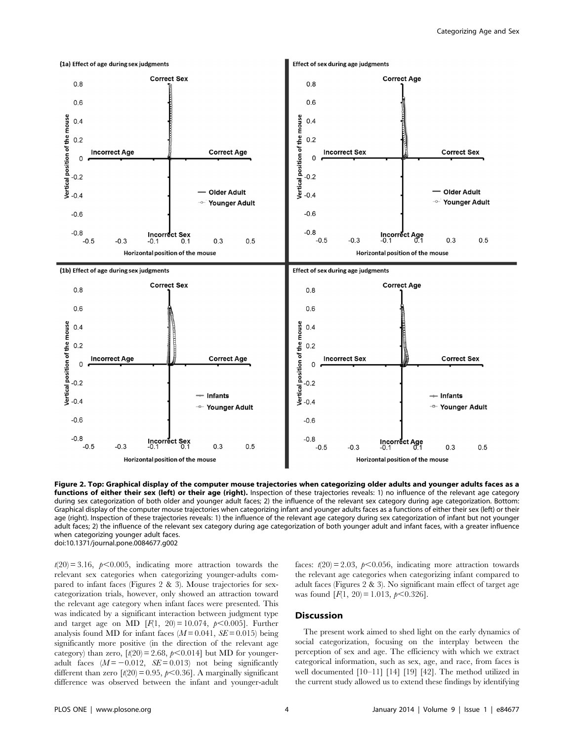**Figure 2. Top: Graphical display of the computer mouse trajectories when categorizing older adults and younger adults faces as a functions of either their sex (left) or their age (right).** Inspection of these trajectories reveals: 1) no influence of the relevant age category during sex categorization of both older and younger adult faces; 2) the influence of the relevant sex category during age categorization. Bottom: Graphical display of the computer mouse trajectories when categorizing infant and younger adults faces as a functions of either their sex (left) or their age (right). Inspection of these trajectories reveals: 1) the influence of the relevant age category during sex categorization of infant but not younger adult faces; 2) the influence of the relevant sex category during age categorization of both younger adult and infant faces, with a greater influence when categorizing younger adult faces.
doi:10.1371/journal.pone.0084677.g002

$t(20) = 3.16$, $p<0.005$, indicating more attraction towards the relevant sex categories when categorizing younger-adults compared to infant faces (Figures 2 & 3). Mouse trajectories for sex-categorization trials, however, only showed an attraction toward the relevant age category when infant faces were presented. This was indicated by a significant interaction between judgment type and target age on MD [$F(1, 20) = 10.074$, $p<0.005$]. Further analysis found MD for infant faces ($M = 0.041$, $SE = 0.015$) being significantly more positive (in the direction of the relevant age category) than zero, [$t(20) = 2.68$, $p<0.014$] but MD for younger-adult faces ($M = -0.012$, $SE = 0.013$) not being significantly different than zero [$t(20) = 0.95$, $p<0.36$]. A marginally significant difference was observed between the infant and younger-adult faces: $t(20) = 2.03$, $p<0.056$, indicating more attraction towards the relevant age categories when categorizing infant compared to adult faces (Figures 2 & 3). No significant main effect of target age was found [$F(1, 20) = 1.013$, $p<0.326$].

## Discussion

The present work aimed to shed light on the early dynamics of social categorization, focusing on the interplay between the perception of sex and age. The efficiency with which we extract categorical information, such as sex, age, and race, from faces is well documented [10–11] [14] [19] [42]. The method utilized in the current study allowed us to extend these findings by identifying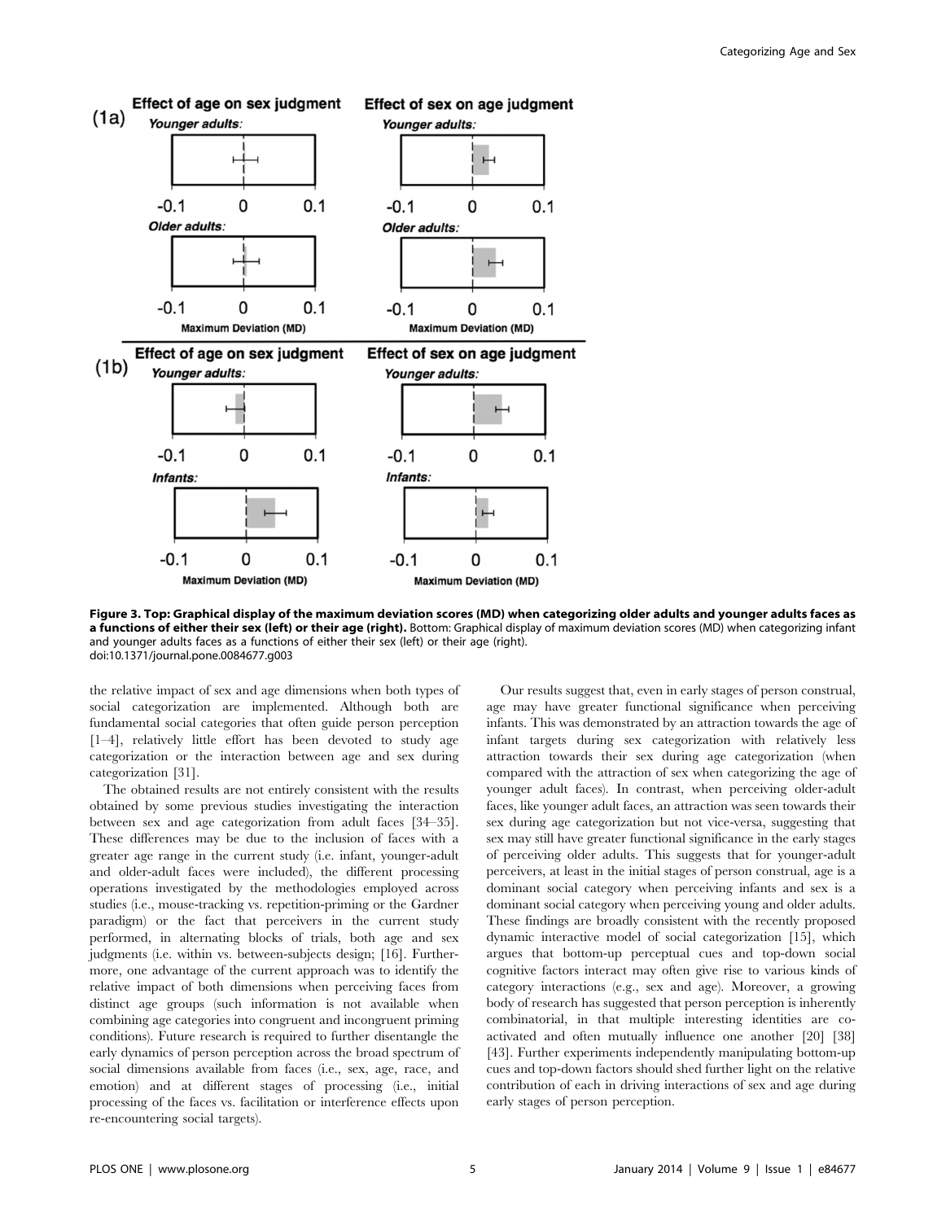**Figure 3. Top: Graphical display of the maximum deviation scores (MD) when categorizing older adults and younger adults faces as a functions of either their sex (left) or their age (right).** Bottom: Graphical display of maximum deviation scores (MD) when categorizing infant and younger adults faces as a functions of either their sex (left) or their age (right).
doi:10.1371/journal.pone.0084677.g003

the relative impact of sex and age dimensions when both types of social categorization are implemented. Although both are fundamental social categories that often guide person perception [1–4], relatively little effort has been devoted to study age categorization or the interaction between age and sex during categorization [31].

The obtained results are not entirely consistent with the results obtained by some previous studies investigating the interaction between sex and age categorization from adult faces [34–35]. These differences may be due to the inclusion of faces with a greater age range in the current study (i.e. infant, younger-adult and older-adult faces were included), the different processing operations investigated by the methodologies employed across studies (i.e., mouse-tracking vs. repetition-priming or the Gardner paradigm) or the fact that perceivers in the current study performed, in alternating blocks of trials, both age and sex judgments (i.e. within vs. between-subjects design; [16]. Furthermore, one advantage of the current approach was to identify the relative impact of both dimensions when perceiving faces from distinct age groups (such information is not available when combining age categories into congruent and incongruent priming conditions). Future research is required to further disentangle the early dynamics of person perception across the broad spectrum of social dimensions available from faces (i.e., sex, age, race, and emotion) and at different stages of processing (i.e., initial processing of the faces vs. facilitation or interference effects upon re-encountering social targets).

Our results suggest that, even in early stages of person construal, age may have greater functional significance when perceiving infants. This was demonstrated by an attraction towards the age of infant targets during sex categorization with relatively less attraction towards their sex during age categorization (when compared with the attraction of sex when categorizing the age of younger adult faces). In contrast, when perceiving older-adult faces, like younger adult faces, an attraction was seen towards their sex during age categorization but not vice-versa, suggesting that sex may still have greater functional significance in the early stages of perceiving older adults. This suggests that for younger-adult perceivers, at least in the initial stages of person construal, age is a dominant social category when perceiving infants and sex is a dominant social category when perceiving young and older adults. These findings are broadly consistent with the recently proposed dynamic interactive model of social categorization [15], which argues that bottom-up perceptual cues and top-down social cognitive factors interact may often give rise to various kinds of category interactions (e.g., sex and age). Moreover, a growing body of research has suggested that person perception is inherently combinatorial, in that multiple interesting identities are co-activated and often mutually influence one another [20] [38] [43]. Further experiments independently manipulating bottom-up cues and top-down factors should shed further light on the relative contribution of each in driving interactions of sex and age during early stages of person perception.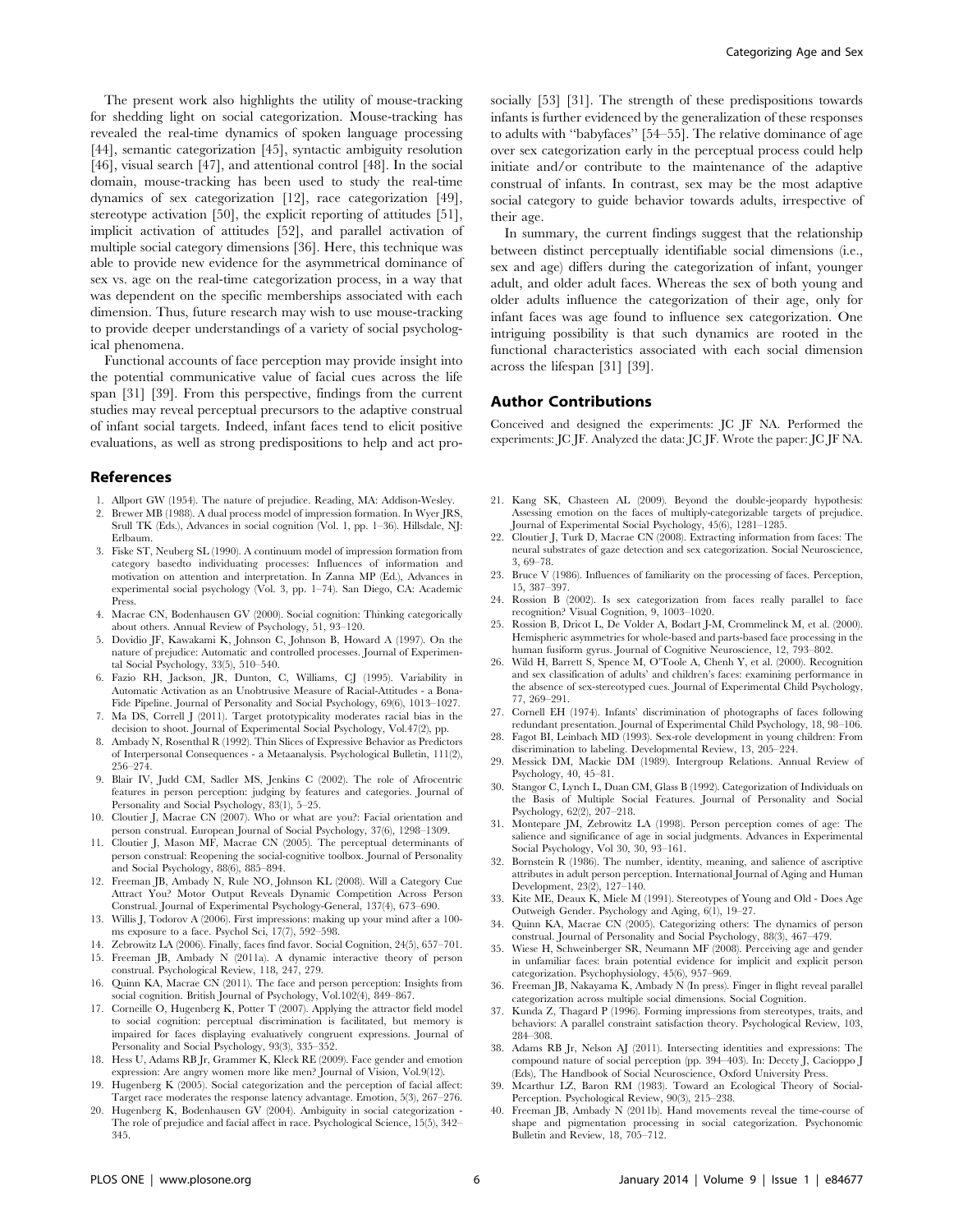The present work also highlights the utility of mouse-tracking for shedding light on social categorization. Mouse-tracking has revealed the real-time dynamics of spoken language processing [44], semantic categorization [45], syntactic ambiguity resolution [46], visual search [47], and attentional control [48]. In the social domain, mouse-tracking has been used to study the real-time dynamics of sex categorization [12], race categorization [49], stereotype activation [50], the explicit reporting of attitudes [51], implicit activation of attitudes [52], and parallel activation of multiple social category dimensions [36]. Here, this technique was able to provide new evidence for the asymmetrical dominance of sex vs. age on the real-time categorization process, in a way that was dependent on the specific memberships associated with each dimension. Thus, future research may wish to use mouse-tracking to provide deeper understandings of a variety of social psychological phenomena.

Functional accounts of face perception may provide insight into the potential communicative value of facial cues across the life span [31] [39]. From this perspective, findings from the current studies may reveal perceptual precursors to the adaptive construal of infant social targets. Indeed, infant faces tend to elicit positive evaluations, as well as strong predispositions to help and act pro-socially [53] [31]. The strength of these predispositions towards infants is further evidenced by the generalization of these responses to adults with "babyfaces" [54–55]. The relative dominance of age over sex categorization early in the perceptual process could help initiate and/or contribute to the maintenance of the adaptive construal of infants. In contrast, sex may be the most adaptive social category to guide behavior towards adults, irrespective of their age.

In summary, the current findings suggest that the relationship between distinct perceptually identifiable social dimensions (i.e., sex and age) differs during the categorization of infant, younger adult, and older adult faces. Whereas the sex of both young and older adults influence the categorization of their age, only for infant faces was age found to influence sex categorization. One intriguing possibility is that such dynamics are rooted in the functional characteristics associated with each social dimension across the lifespan [31] [39].

## Author Contributions

Conceived and designed the experiments: JC JF NA. Performed the experiments: JC JF. Analyzed the data: JC JF. Wrote the paper: JC JF NA.

## References

1. Allport GW (1954). The nature of prejudice. Reading, MA: Addison-Wesley.
2. Brewer MB (1988). A dual process model of impression formation. In Wyer JRS, Srull TK (Eds.), Advances in social cognition (Vol. 1, pp. 1–36). Hillsdale, NJ: Erlbaum.
3. Fiske ST, Neuberg SL (1990). A continuum model of impression formation from category basedto individuating processes: Influences of information and motivation on attention and interpretation. In Zanna MP (Ed.), Advances in experimental social psychology (Vol. 3, pp. 1–74). San Diego, CA: Academic Press.
4. Macrae CN, Bodenhausen GV (2000). Social cognition: Thinking categorically about others. Annual Review of Psychology, 51, 93–120.
5. Dovidio JF, Kawakami K, Johnson C, Johnson B, Howard A (1997). On the nature of prejudice: Automatic and controlled processes. Journal of Experimental Social Psychology, 33(5), 510–540.
6. Fazio RH, Jackson, JR, Dunton, C, Williams, CJ (1995). Variability in Automatic Activation as an Unobtrusive Measure of Racial-Attitudes - a Bona-Fide Pipeline. Journal of Personality and Social Psychology, 69(6), 1013–1027.
7. Ma DS, Correll J (2011). Target prototypicality moderates racial bias in the decision to shoot. Journal of Experimental Social Psychology, Vol.47(2), pp.
8. Ambady N, Rosenthal R (1992). Thin Slices of Expressive Behavior as Predictors of Interpersonal Consequences - a Metaanalysis. Psychological Bulletin, 111(2), 256–274.
9. Blair IV, Judd CM, Sadler MS, Jenkins C (2002). The role of Afrocentric features in person perception: judging by features and categories. Journal of Personality and Social Psychology, 83(1), 5–25.
10. Cloutier J, Macrae CN (2007). Who or what are you?: Facial orientation and person construal. European Journal of Social Psychology, 37(6), 1298–1309.
11. Cloutier J, Mason MF, Macrae CN (2005). The perceptual determinants of person construal: Reopening the social-cognitive toolbox. Journal of Personality and Social Psychology, 88(6), 885–894.
12. Freeman JB, Ambady N, Rule NO, Johnson KL (2008). Will a Category Cue Attract You? Motor Output Reveals Dynamic Competition Across Person Construal. Journal of Experimental Psychology-General, 137(4), 673–690.
13. Willis J, Todorov A (2006). First impressions: making up your mind after a 100-ms exposure to a face. Psychol Sci, 17(7), 592–598.
14. Zebrowitz LA (2006). Finally, faces find favor. Social Cognition, 24(5), 657–701.
15. Freeman JB, Ambady N (2011a). A dynamic interactive theory of person construal. Psychological Review, 118, 247, 279.
16. Quinn KA, Macrae CN (2011). The face and person perception: Insights from social cognition. British Journal of Psychology, Vol.102(4), 849–867.
17. Corneille O, Hugenberg K, Potter T (2007). Applying the attractor field model to social cognition: perceptual discrimination is facilitated, but memory is impaired for faces displaying evaluatively congruent expressions. Journal of Personality and Social Psychology, 93(3), 335–352.
18. Hess U, Adams RB Jr, Grammer K, Kleck RE (2009). Face gender and emotion expression: Are angry women more like men? Journal of Vision, Vol.9(12).
19. Hugenberg K (2005). Social categorization and the perception of facial affect: Target race moderates the response latency advantage. Emotion, 5(3), 267–276.
20. Hugenberg K, Bodenhausen GV (2004). Ambiguity in social categorization - The role of prejudice and facial affect in race. Psychological Science, 15(5), 342–345.
21. Kang SK, Chasteen AL (2009). Beyond the double-jeopardy hypothesis: Assessing emotion on the faces of multiply-categorizable targets of prejudice. Journal of Experimental Social Psychology, 45(6), 1281–1285.
22. Cloutier J, Turk D, Macrae CN (2008). Extracting information from faces: The neural substrates of gaze detection and sex categorization. Social Neuroscience, 3, 69–78.
23. Bruce V (1986). Influences of familiarity on the processing of faces. Perception, 15, 387–397.
24. Rossion B (2002). Is sex categorization from faces really parallel to face recognition? Visual Cognition, 9, 1003–1020.
25. Rossion B, Dricot L, De Volder A, Bodart J-M, Crommelinck M, et al. (2000). Hemispheric asymmetries for whole-based and parts-based face processing in the human fusiform gyrus. Journal of Cognitive Neuroscience, 12, 793–802.
26. Wild H, Barrett S, Spence M, O'Toole A, Chenh Y, et al. (2000). Recognition and sex classification of adults' and children's faces: examining performance in the absence of sex-stereotyped cues. Journal of Experimental Child Psychology, 77, 269–291.
27. Cornell EH (1974). Infants' discrimination of photographs of faces following redundant presentation. Journal of Experimental Child Psychology, 18, 98–106.
28. Fagot BI, Leinbach MD (1993). Sex-role development in young children: From discrimination to labeling. Developmental Review, 13, 205–224.
29. Messick DM, Mackie DM (1989). Intergroup Relations. Annual Review of Psychology, 40, 45–81.
30. Stangor C, Lynch L, Duan CM, Glass B (1992). Categorization of Individuals on the Basis of Multiple Social Features. Journal of Personality and Social Psychology, 62(2), 207–218.
31. Montepare JM, Zebrowitz LA (1998). Person perception comes of age: The salience and significance of age in social judgments. Advances in Experimental Social Psychology, Vol 30, 30, 93–161.
32. Bornstein R (1986). The number, identity, meaning, and salience of ascriptive attributes in adult person perception. International Journal of Aging and Human Development, 23(2), 127–140.
33. Kite ME, Deaux K, Miele M (1991). Stereotypes of Young and Old - Does Age Outweigh Gender. Psychology and Aging, 6(1), 19–27.
34. Quinn KA, Macrae CN (2005). Categorizing others: The dynamics of person construal. Journal of Personality and Social Psychology, 88(3), 467–479.
35. Wiese H, Schweinberger SR, Neumann MF (2008). Perceiving age and gender in unfamiliar faces: brain potential evidence for implicit and explicit person categorization. Psychophysiology, 45(6), 957–969.
36. Freeman JB, Nakayama K, Ambady N (In press). Finger in flight reveal parallel categorization across multiple social dimensions. Social Cognition.
37. Kunda Z, Thagard P (1996). Forming impressions from stereotypes, traits, and behaviors: A parallel constraint satisfaction theory. Psychological Review, 103, 284–308.
38. Adams RB Jr, Nelson AJ (2011). Intersecting identities and expressions: The compound nature of social perception (pp. 394–403). In: Decety J, Cacioppo J (Eds), The Handbook of Social Neuroscience, Oxford University Press.
39. Mcarthur LZ, Baron RM (1983). Toward an Ecological Theory of Social-Perception. Psychological Review, 90(3), 215–238.
40. Freeman JB, Ambady N (2011b). Hand movements reveal the time-course of shape and pigmentation processing in social categorization. Psychonomic Bulletin and Review, 18, 705–712.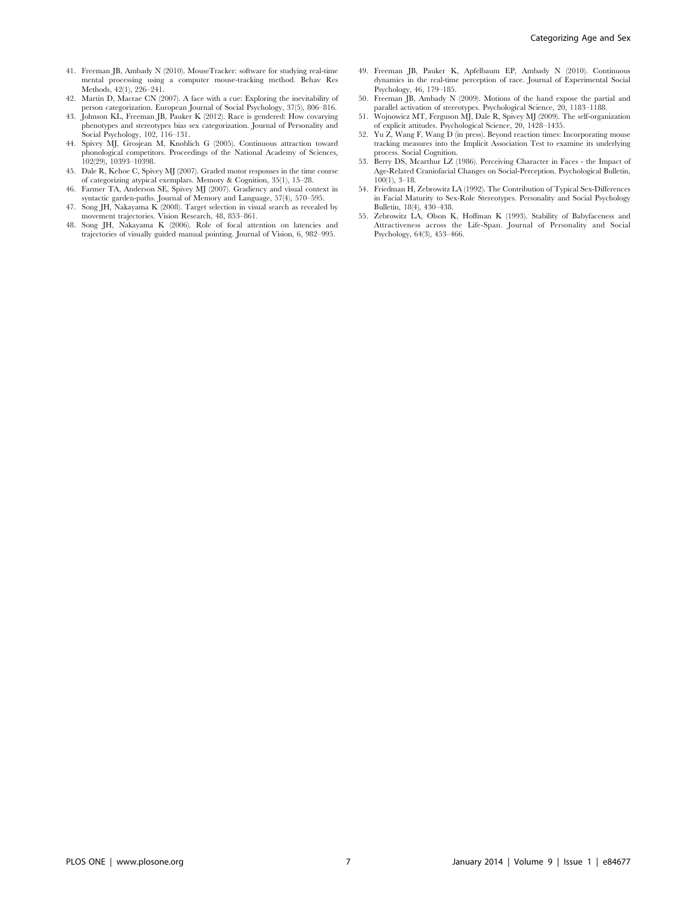41. Freeman JB, Ambady N (2010). MouseTracker: software for studying real-time mental processing using a computer mouse-tracking method. Behav Res Methods, 42(1), 226–241.
42. Martin D, Macrae CN (2007). A face with a cue: Exploring the inevitability of person categorization. European Journal of Social Psychology, 37(5), 806–816.
43. Johnson KL, Freeman JB, Pauker K (2012). Race is gendered: How covarying phenotypes and stereotypes bias sex categorization. Journal of Personality and Social Psychology, 102, 116–131.
44. Spivey MJ, Grosjean M, Knoblich G (2005). Continuous attraction toward phonological competitors. Proceedings of the National Academy of Sciences, 102(29), 10393–10398.
45. Dale R, Kehoe C, Spivey MJ (2007). Graded motor responses in the time course of categorizing atypical exemplars. Memory & Cognition, 35(1), 15–28.
46. Farmer TA, Anderson SE, Spivey MJ (2007). Gradiency and visual context in syntactic garden-paths. Journal of Memory and Language, 57(4), 570–595.
47. Song JH, Nakayama K (2008). Target selection in visual search as revealed by movement trajectories. Vision Research, 48, 853–861.
48. Song JH, Nakayama K (2006). Role of focal attention on latencies and trajectories of visually guided manual pointing. Journal of Vision, 6, 982–995.
49. Freeman JB, Pauker K, Apfelbaum EP, Ambady N (2010). Continuous dynamics in the real-time perception of race. Journal of Experimental Social Psychology, 46, 179–185.
50. Freeman JB, Ambady N (2009). Motions of the hand expose the partial and parallel activation of stereotypes. Psychological Science, 20, 1183–1188.
51. Wojnowicz MT, Ferguson MJ, Dale R, Spivey MJ (2009). The self-organization of explicit attitudes. Psychological Science, 20, 1428–1435.
52. Yu Z, Wang F, Wang D (in press). Beyond reaction times: Incorporating mouse tracking measures into the Implicit Association Test to examine its underlying process. Social Cognition.
53. Berry DS, Mcarthur LZ (1986). Perceiving Character in Faces - the Impact of Age-Related Craniofacial Changes on Social-Perception. Psychological Bulletin, 100(1), 3–18.
54. Friedman H, Zebrowitz LA (1992). The Contribution of Typical Sex-Differences in Facial Maturity to Sex-Role Stereotypes. Personality and Social Psychology Bulletin, 18(4), 430–438.
55. Zebrowitz LA, Olson K, Hoffman K (1993). Stability of Babyfaceness and Attractiveness across the Life-Span. Journal of Personality and Social Psychology, 64(3), 453–466.